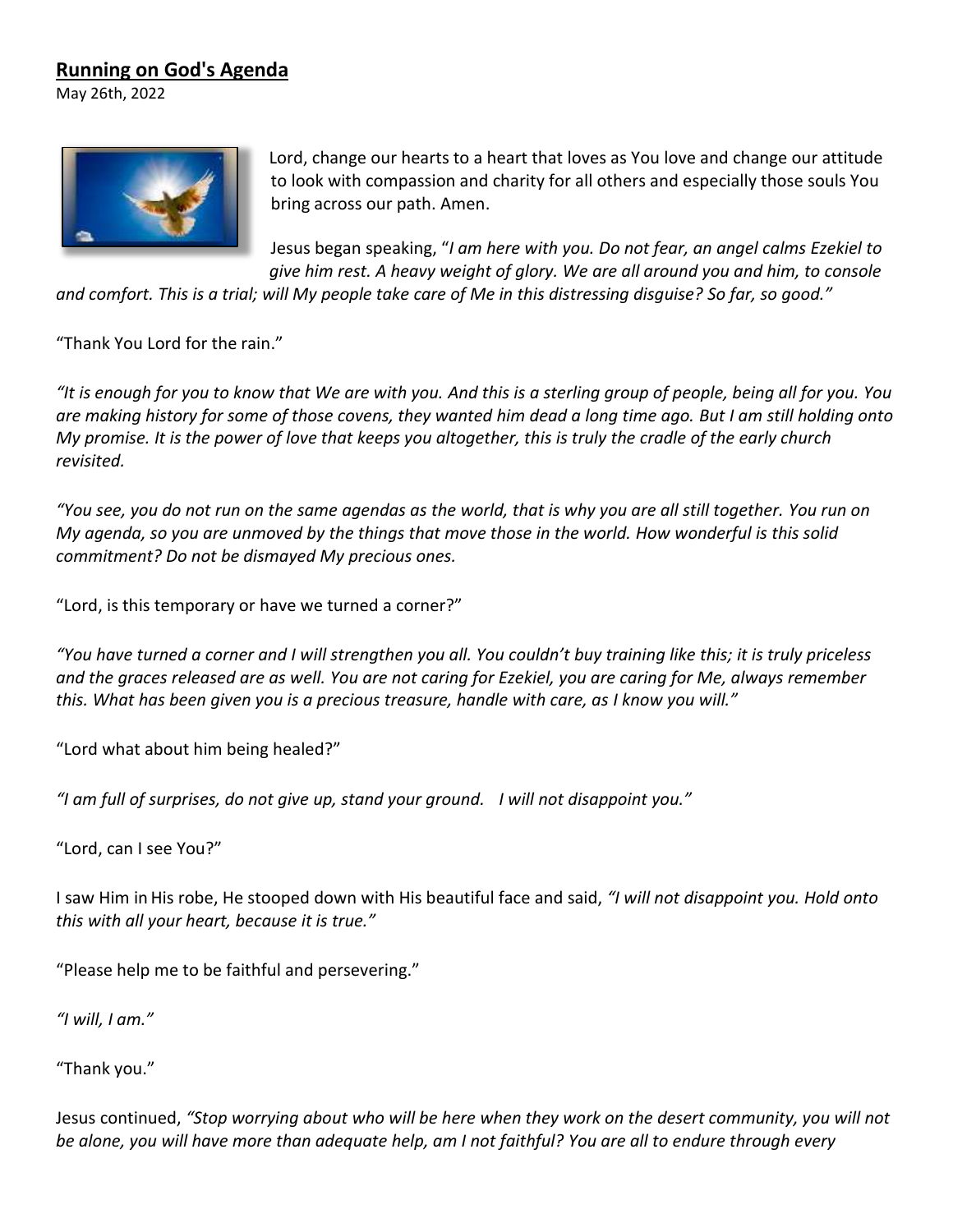## Running on God's Agenda

May 26th, 2022

Lord, change our hearts to a heart that loves as You love and change our attitude to look with compassion and charity for all others and especially those souls You bring across our path. Amen.

Jesus began speaking, "*I am here with you. Do not fear, an angel calms Ezekiel to give him rest. A heavy weight of glory. We are all around you and him, to console and comfort. This is a trial; will My people take care of Me in this distressing disguise? So far, so good.*"

"Thank You Lord for the rain."

*"It is enough for you to know that We are with you. And this is a sterling group of people, being all for you. You are making history for some of those covens, they wanted him dead a long time ago. But I am still holding onto My promise. It is the power of love that keeps you altogether, this is truly the cradle of the early church revisited.*

*"You see, you do not run on the same agendas as the world, that is why you are all still together. You run on My agenda, so you are unmoved by the things that move those in the world. How wonderful is this solid commitment? Do not be dismayed My precious ones.*

"Lord, is this temporary or have we turned a corner?"

*"You have turned a corner and I will strengthen you all. You couldn't buy training like this; it is truly priceless and the graces released are as well. You are not caring for Ezekiel, you are caring for Me, always remember this. What has been given you is a precious treasure, handle with care, as I know you will."*

"Lord what about him being healed?"

*"I am full of surprises, do not give up, stand your ground. I will not disappoint you."*

"Lord, can I see You?"

I saw Him in His robe, He stooped down with His beautiful face and said, *"I will not disappoint you. Hold onto this with all your heart, because it is true."*

"Please help me to be faithful and persevering."

*"I will, I am."*

"Thank you."

Jesus continued, *"Stop worrying about who will be here when they work on the desert community, you will not be alone, you will have more than adequate help, am I not faithful? You are all to endure through every*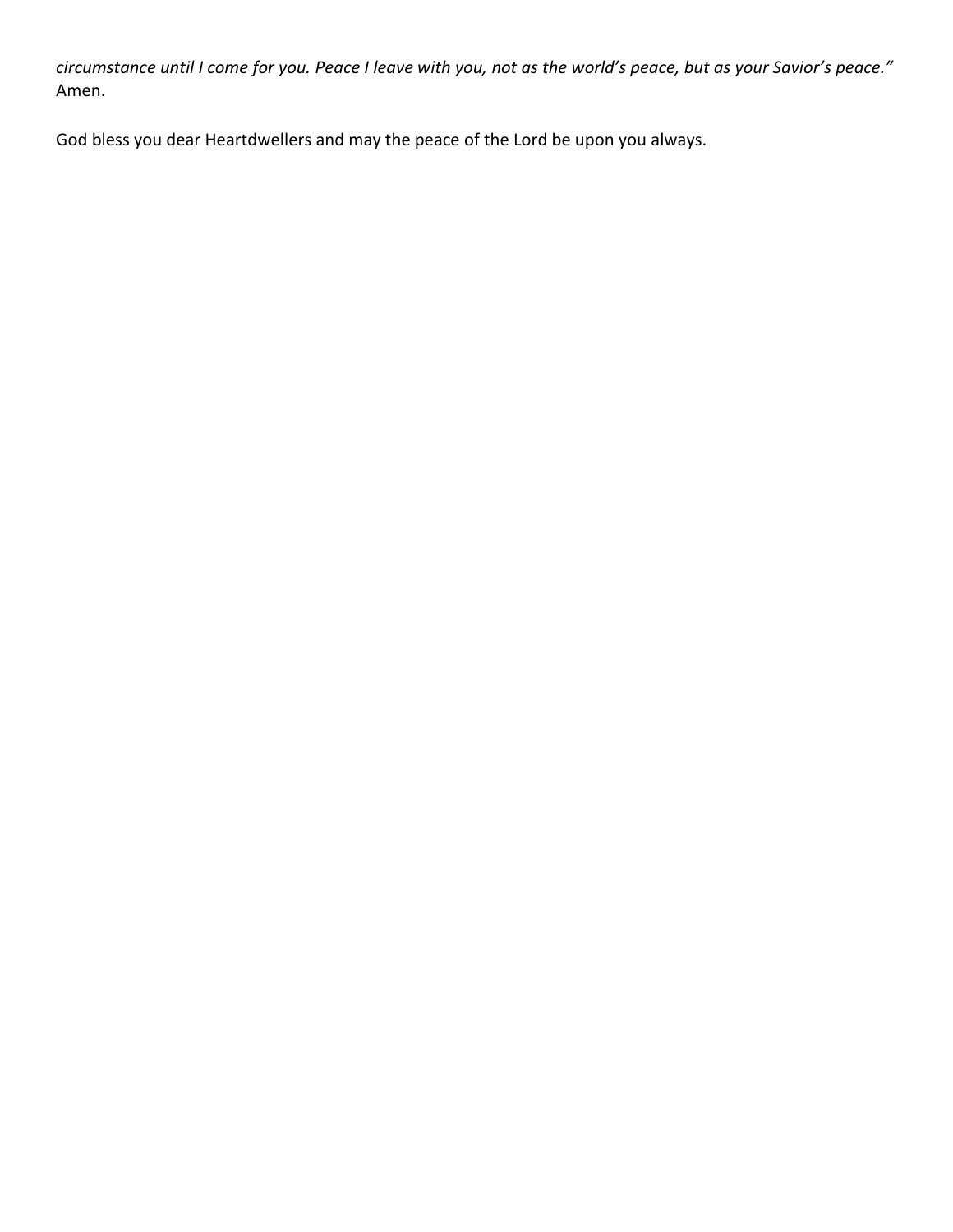*circumstance until I come for you. Peace I leave with you, not as the world's peace, but as your Savior's peace."* Amen.

God bless you dear Heartdwellers and may the peace of the Lord be upon you always.